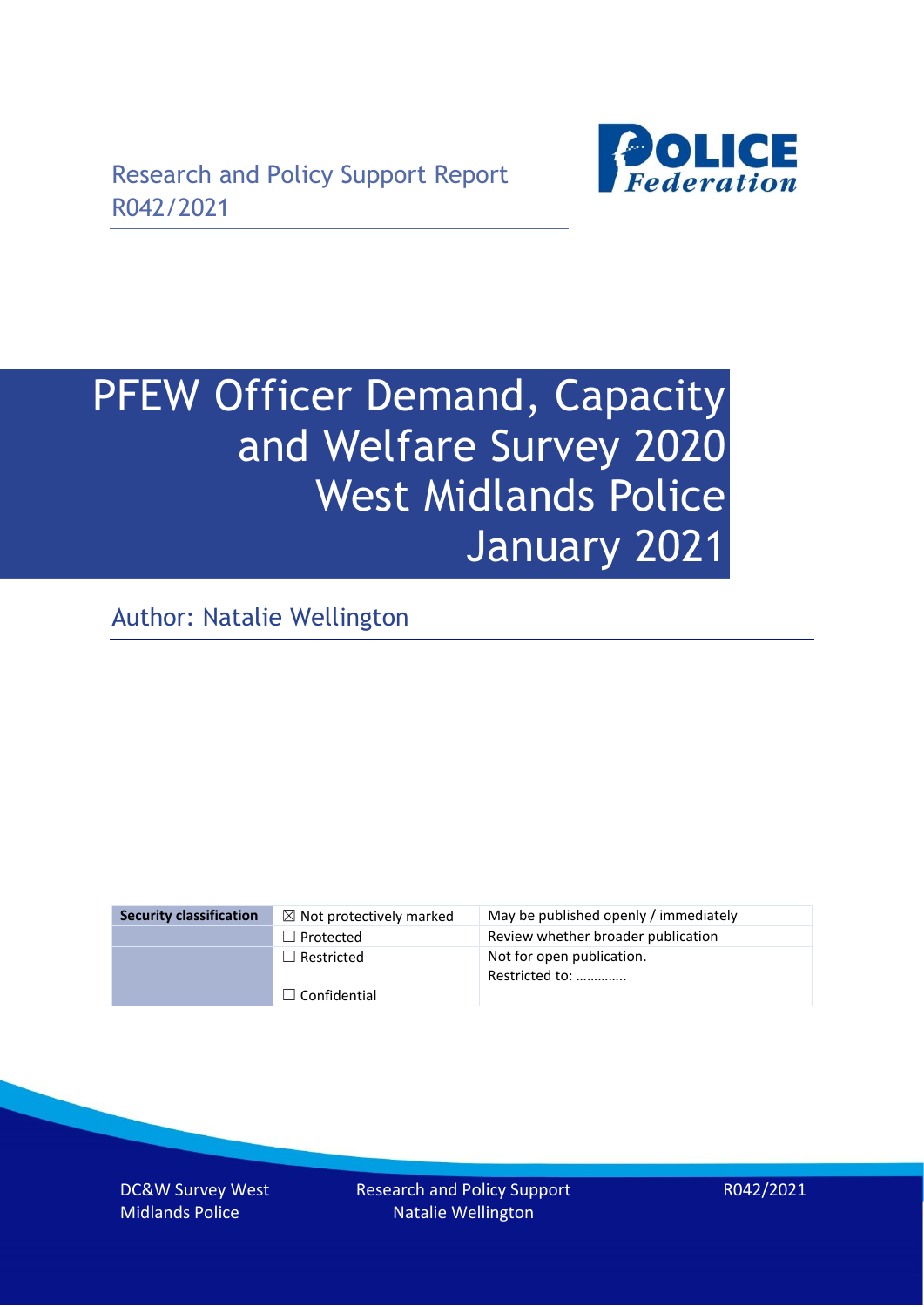Research and Policy Support Report
R042/2021

# PFEW Officer Demand, Capacity and Welfare Survey 2020 West Midlands Police January 2021

Author: Natalie Wellington

| Security classification | ☒ Not protectively marked | May be published openly / immediately |
|---|---|---|
| | ☐ Protected | Review whether broader publication |
| | ☐ Restricted | Not for open publication. Restricted to: ………….. |
| | ☐ Confidential | |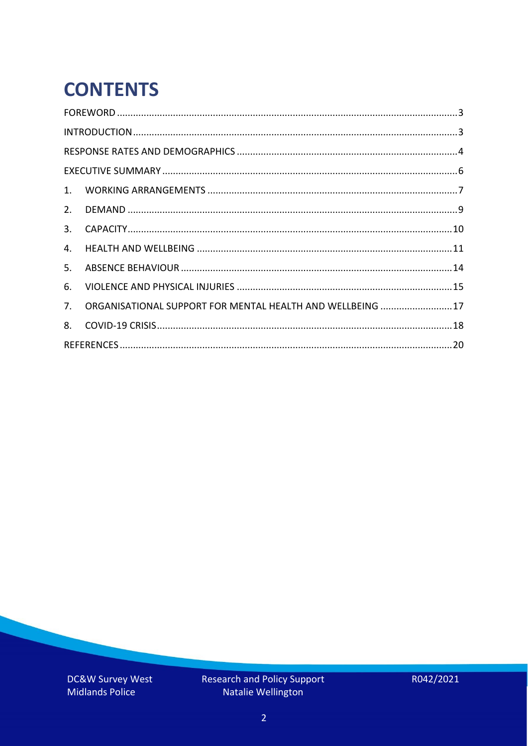# CONTENTS

- FOREWORD ..... 3
- INTRODUCTION ..... 3
- RESPONSE RATES AND DEMOGRAPHICS ..... 4
- EXECUTIVE SUMMARY ..... 6
- 1. WORKING ARRANGEMENTS ..... 7
- 2. DEMAND ..... 9
- 3. CAPACITY ..... 10
- 4. HEALTH AND WELLBEING ..... 11
- 5. ABSENCE BEHAVIOUR ..... 14
- 6. VIOLENCE AND PHYSICAL INJURIES ..... 15
- 7. ORGANISATIONAL SUPPORT FOR MENTAL HEALTH AND WELLBEING ..... 17
- 8. COVID-19 CRISIS ..... 18
- REFERENCES ..... 20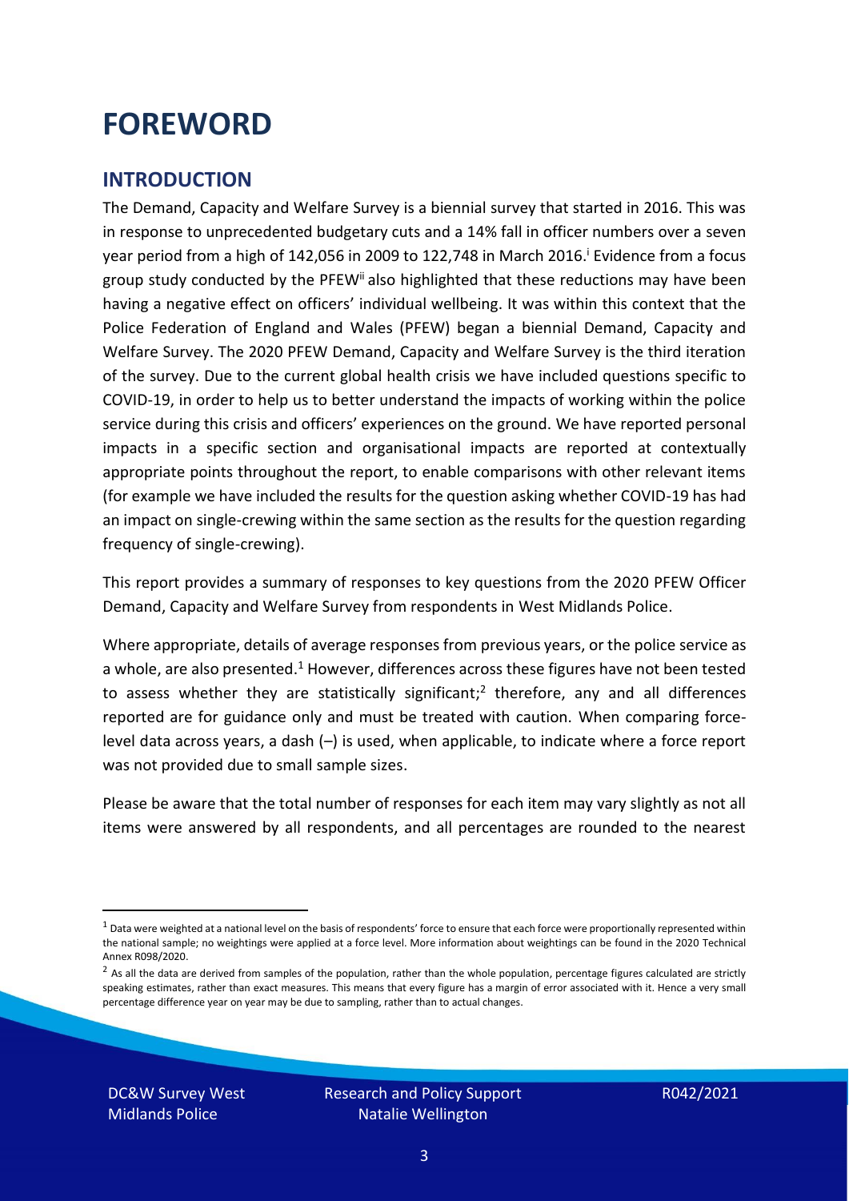# FOREWORD

## INTRODUCTION

The Demand, Capacity and Welfare Survey is a biennial survey that started in 2016. This was in response to unprecedented budgetary cuts and a 14% fall in officer numbers over a seven year period from a high of 142,056 in 2009 to 122,748 in March 2016.[i] Evidence from a focus group study conducted by the PFEW[ii] also highlighted that these reductions may have been having a negative effect on officers' individual wellbeing. It was within this context that the Police Federation of England and Wales (PFEW) began a biennial Demand, Capacity and Welfare Survey. The 2020 PFEW Demand, Capacity and Welfare Survey is the third iteration of the survey. Due to the current global health crisis we have included questions specific to COVID-19, in order to help us to better understand the impacts of working within the police service during this crisis and officers' experiences on the ground. We have reported personal impacts in a specific section and organisational impacts are reported at contextually appropriate points throughout the report, to enable comparisons with other relevant items (for example we have included the results for the question asking whether COVID-19 has had an impact on single-crewing within the same section as the results for the question regarding frequency of single-crewing).

This report provides a summary of responses to key questions from the 2020 PFEW Officer Demand, Capacity and Welfare Survey from respondents in West Midlands Police.

Where appropriate, details of average responses from previous years, or the police service as a whole, are also presented.[1] However, differences across these figures have not been tested to assess whether they are statistically significant;[2] therefore, any and all differences reported are for guidance only and must be treated with caution. When comparing force-level data across years, a dash (–) is used, when applicable, to indicate where a force report was not provided due to small sample sizes.

Please be aware that the total number of responses for each item may vary slightly as not all items were answered by all respondents, and all percentages are rounded to the nearest

[1] Data were weighted at a national level on the basis of respondents' force to ensure that each force were proportionally represented within the national sample; no weightings were applied at a force level. More information about weightings can be found in the 2020 Technical Annex R098/2020.

[2] As all the data are derived from samples of the population, rather than the whole population, percentage figures calculated are strictly speaking estimates, rather than exact measures. This means that every figure has a margin of error associated with it. Hence a very small percentage difference year on year may be due to sampling, rather than to actual changes.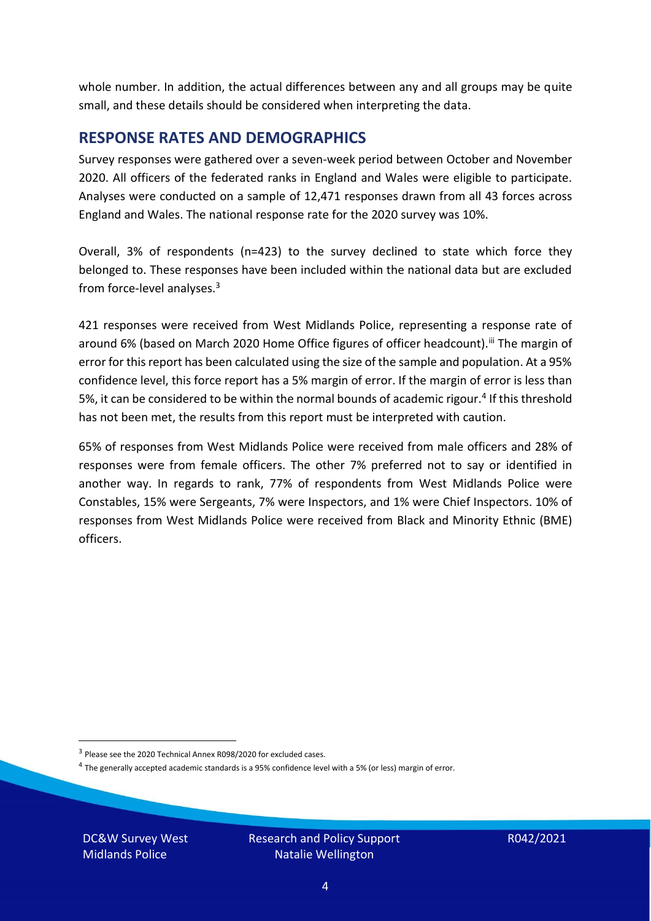whole number. In addition, the actual differences between any and all groups may be quite small, and these details should be considered when interpreting the data.

## RESPONSE RATES AND DEMOGRAPHICS

Survey responses were gathered over a seven-week period between October and November 2020. All officers of the federated ranks in England and Wales were eligible to participate. Analyses were conducted on a sample of 12,471 responses drawn from all 43 forces across England and Wales. The national response rate for the 2020 survey was 10%.

Overall, 3% of respondents (n=423) to the survey declined to state which force they belonged to. These responses have been included within the national data but are excluded from force-level analyses.[3]

421 responses were received from West Midlands Police, representing a response rate of around 6% (based on March 2020 Home Office figures of officer headcount).[iii] The margin of error for this report has been calculated using the size of the sample and population. At a 95% confidence level, this force report has a 5% margin of error. If the margin of error is less than 5%, it can be considered to be within the normal bounds of academic rigour.[4] If this threshold has not been met, the results from this report must be interpreted with caution.

65% of responses from West Midlands Police were received from male officers and 28% of responses were from female officers. The other 7% preferred not to say or identified in another way. In regards to rank, 77% of respondents from West Midlands Police were Constables, 15% were Sergeants, 7% were Inspectors, and 1% were Chief Inspectors. 10% of responses from West Midlands Police were received from Black and Minority Ethnic (BME) officers.

[3] Please see the 2020 Technical Annex R098/2020 for excluded cases.

[4] The generally accepted academic standards is a 95% confidence level with a 5% (or less) margin of error.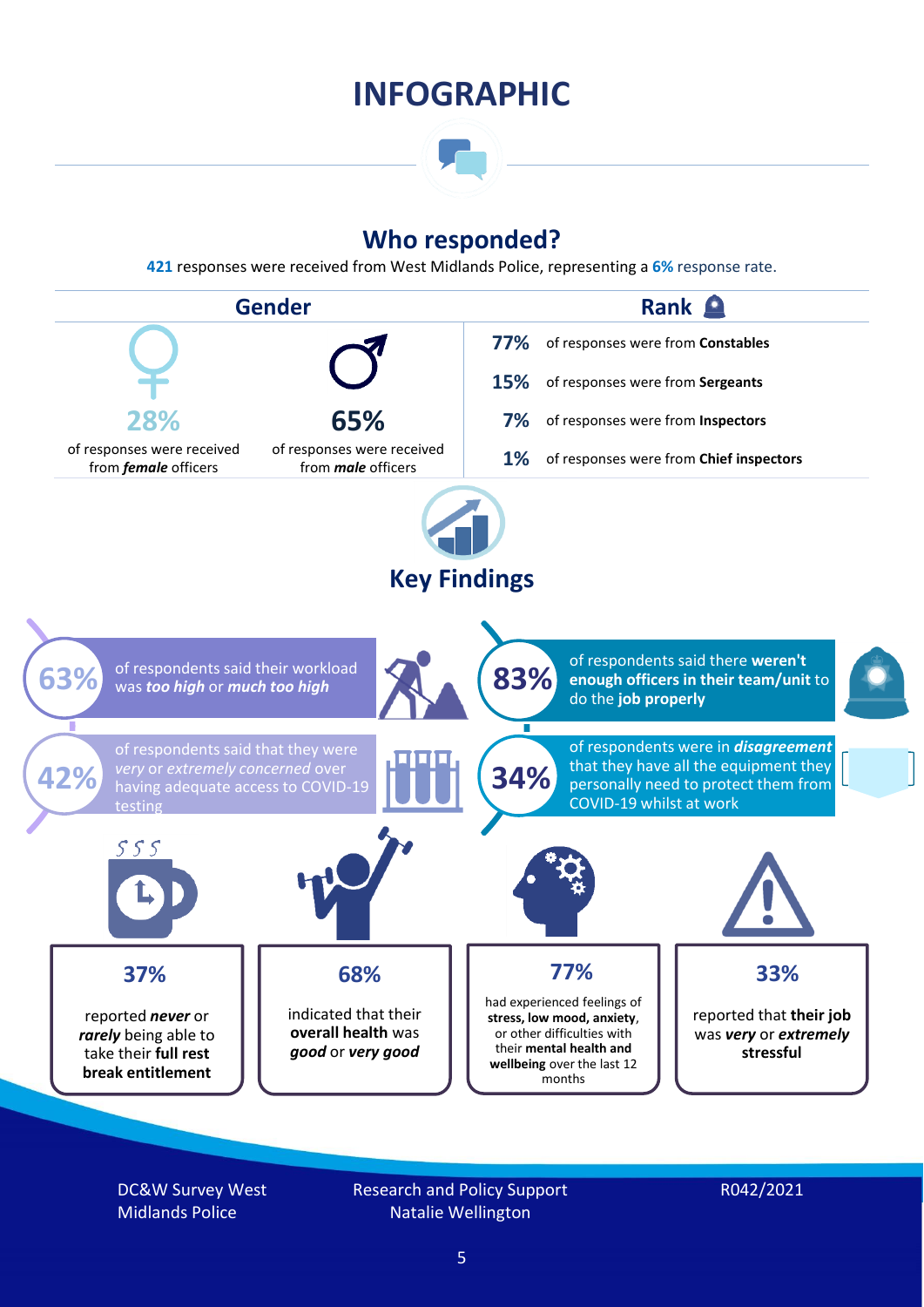# INFOGRAPHIC

## Who responded?

**421** responses were received from West Midlands Police, representing a **6%** response rate.

### Gender

**28%** of responses were received from ***female*** officers

**65%** of responses were received from ***male*** officers

### Rank

| | |
|---|---|
| **77%** | of responses were from **Constables** |
| **15%** | of responses were from **Sergeants** |
| **7%** | of responses were from **Inspectors** |
| **1%** | of responses were from **Chief inspectors** |

## Key Findings

**63%** of respondents said their workload was ***too high*** or ***much too high***

**83%** of respondents said there **weren't enough officers in their team/unit** to do the **job properly**

**42%** of respondents said that they were *very* or *extremely concerned* over having adequate access to COVID-19 testing

**34%** of respondents were in ***disagreement*** that they have all the equipment they personally need to protect them from COVID-19 whilst at work

**37%** reported ***never*** or ***rarely*** being able to take their **full rest break entitlement**

**68%** indicated that their **overall health** was ***good*** or ***very good***

**77%** had experienced feelings of **stress, low mood, anxiety**, or other difficulties with their **mental health and wellbeing** over the last 12 months

**33%** reported that **their job** was ***very*** or ***extremely*** **stressful**

DC&W Survey West Midlands Police

Research and Policy Support
Natalie Wellington

R042/2021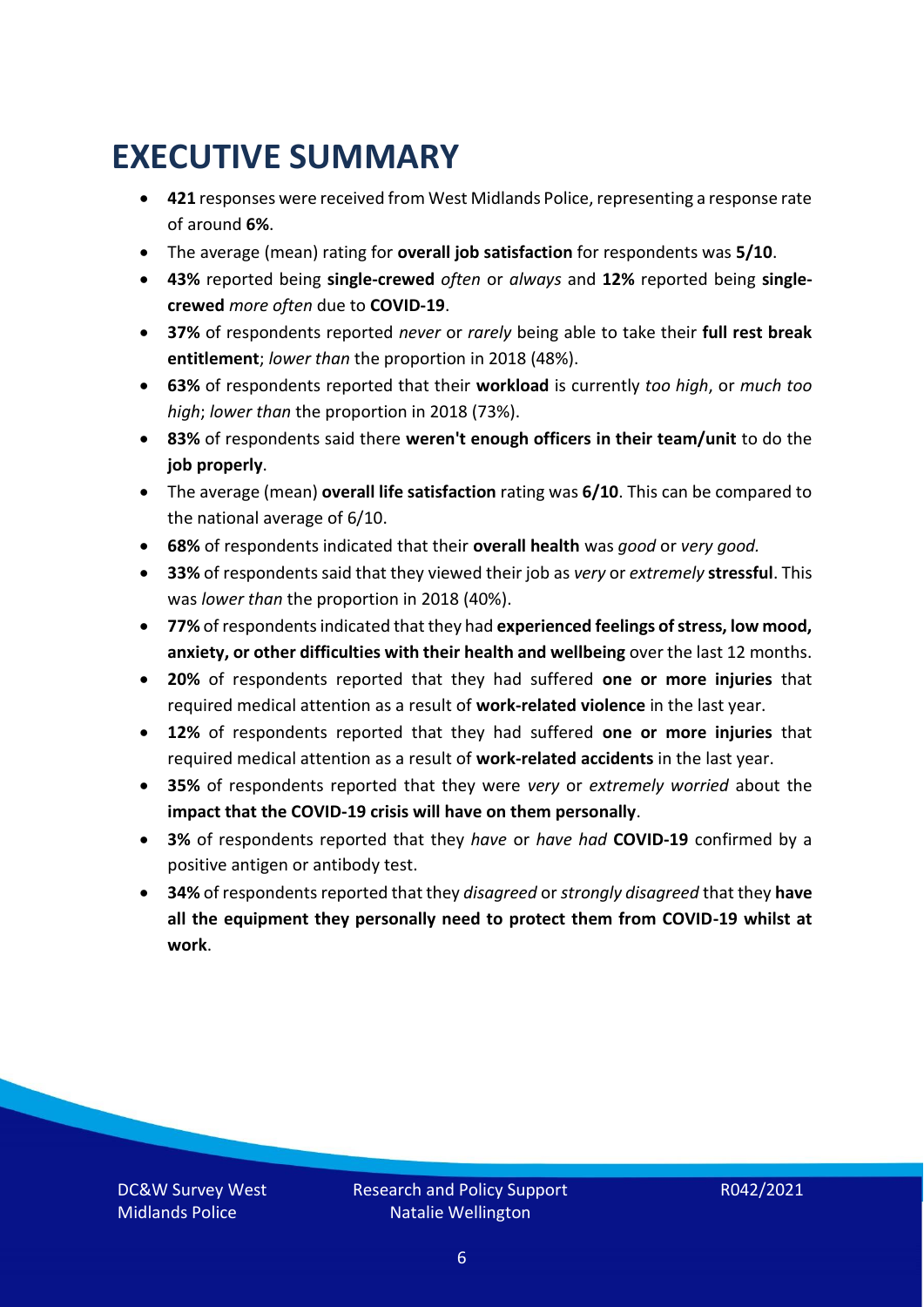# EXECUTIVE SUMMARY

- **421** responses were received from West Midlands Police, representing a response rate of around **6%**.
- The average (mean) rating for **overall job satisfaction** for respondents was **5/10**.
- **43%** reported being **single-crewed** *often* or *always* and **12%** reported being **single-crewed** *more often* due to **COVID-19**.
- **37%** of respondents reported *never* or *rarely* being able to take their **full rest break entitlement**; *lower than* the proportion in 2018 (48%).
- **63%** of respondents reported that their **workload** is currently *too high*, or *much too high*; *lower than* the proportion in 2018 (73%).
- **83%** of respondents said there **weren't enough officers in their team/unit** to do the **job properly**.
- The average (mean) **overall life satisfaction** rating was **6/10**. This can be compared to the national average of 6/10.
- **68%** of respondents indicated that their **overall health** was *good* or *very good.*
- **33%** of respondents said that they viewed their job as *very* or *extremely* **stressful**. This was *lower than* the proportion in 2018 (40%).
- **77%** of respondents indicated that they had **experienced feelings of stress, low mood, anxiety, or other difficulties with their health and wellbeing** over the last 12 months.
- **20%** of respondents reported that they had suffered **one or more injuries** that required medical attention as a result of **work-related violence** in the last year.
- **12%** of respondents reported that they had suffered **one or more injuries** that required medical attention as a result of **work-related accidents** in the last year.
- **35%** of respondents reported that they were *very* or *extremely worried* about the **impact that the COVID-19 crisis will have on them personally**.
- **3%** of respondents reported that they *have* or *have had* **COVID-19** confirmed by a positive antigen or antibody test.
- **34%** of respondents reported that they *disagreed* or *strongly disagreed* that they **have all the equipment they personally need to protect them from COVID-19 whilst at work**.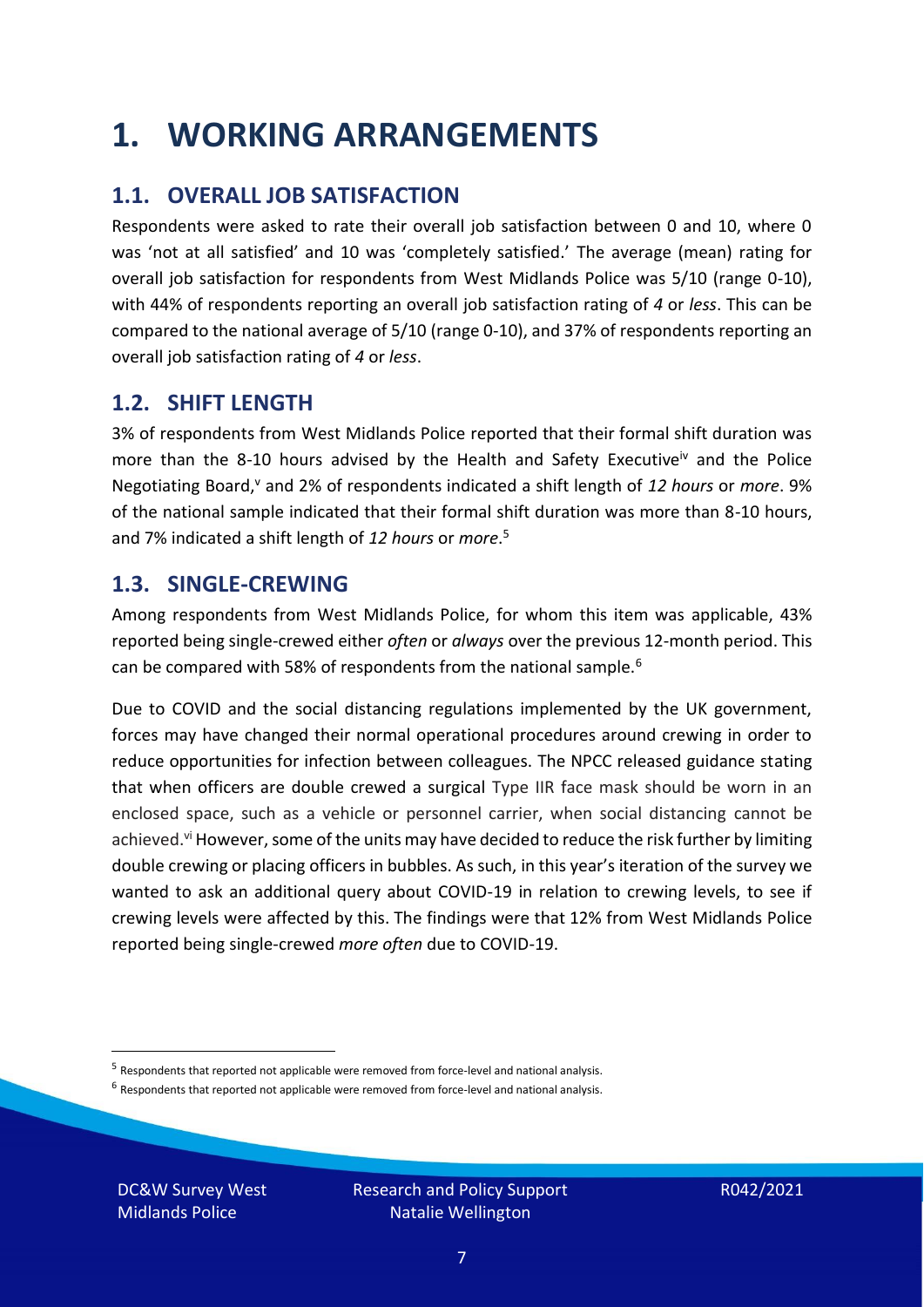# 1. WORKING ARRANGEMENTS

## 1.1. OVERALL JOB SATISFACTION

Respondents were asked to rate their overall job satisfaction between 0 and 10, where 0 was 'not at all satisfied' and 10 was 'completely satisfied.' The average (mean) rating for overall job satisfaction for respondents from West Midlands Police was 5/10 (range 0-10), with 44% of respondents reporting an overall job satisfaction rating of *4* or *less*. This can be compared to the national average of 5/10 (range 0-10), and 37% of respondents reporting an overall job satisfaction rating of *4* or *less*.

## 1.2. SHIFT LENGTH

3% of respondents from West Midlands Police reported that their formal shift duration was more than the 8-10 hours advised by the Health and Safety Executive[iv] and the Police Negotiating Board,[v] and 2% of respondents indicated a shift length of *12 hours* or *more*. 9% of the national sample indicated that their formal shift duration was more than 8-10 hours, and 7% indicated a shift length of *12 hours* or *more*.[5]

## 1.3. SINGLE-CREWING

Among respondents from West Midlands Police, for whom this item was applicable, 43% reported being single-crewed either *often* or *always* over the previous 12-month period. This can be compared with 58% of respondents from the national sample.[6]

Due to COVID and the social distancing regulations implemented by the UK government, forces may have changed their normal operational procedures around crewing in order to reduce opportunities for infection between colleagues. The NPCC released guidance stating that when officers are double crewed a surgical Type IIR face mask should be worn in an enclosed space, such as a vehicle or personnel carrier, when social distancing cannot be achieved.[vi] However, some of the units may have decided to reduce the risk further by limiting double crewing or placing officers in bubbles. As such, in this year's iteration of the survey we wanted to ask an additional query about COVID-19 in relation to crewing levels, to see if crewing levels were affected by this. The findings were that 12% from West Midlands Police reported being single-crewed *more often* due to COVID-19.

[5] Respondents that reported not applicable were removed from force-level and national analysis.

[6] Respondents that reported not applicable were removed from force-level and national analysis.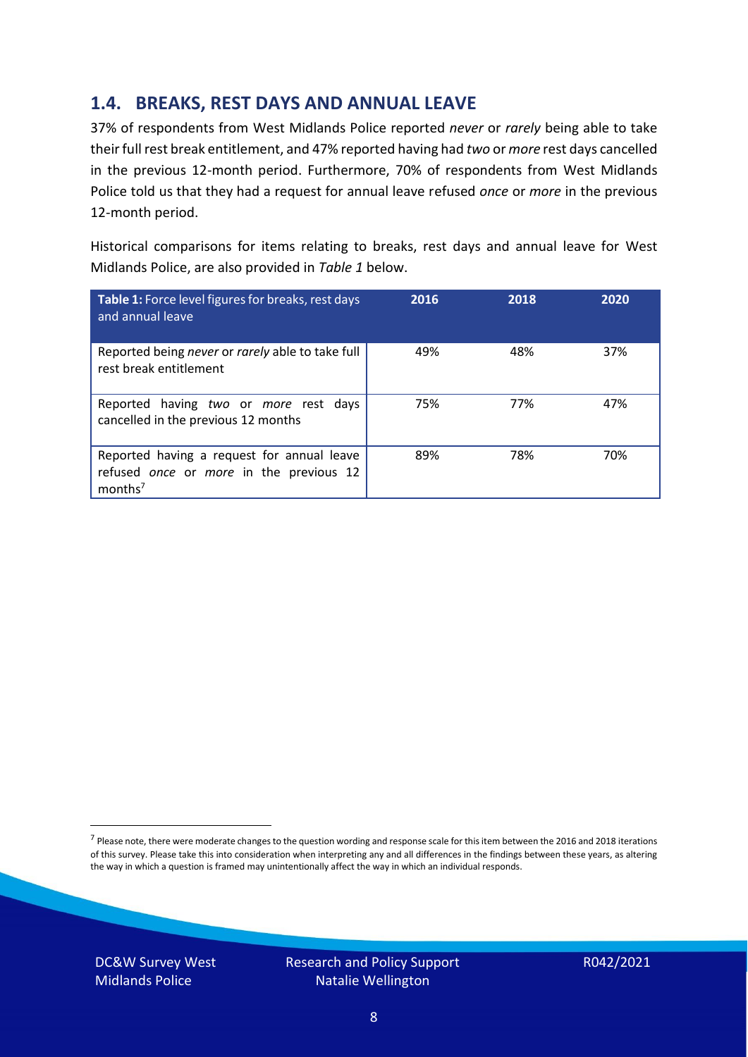## 1.4. BREAKS, REST DAYS AND ANNUAL LEAVE

37% of respondents from West Midlands Police reported *never* or *rarely* being able to take their full rest break entitlement, and 47% reported having had *two* or *more* rest days cancelled in the previous 12-month period. Furthermore, 70% of respondents from West Midlands Police told us that they had a request for annual leave refused *once* or *more* in the previous 12-month period.

Historical comparisons for items relating to breaks, rest days and annual leave for West Midlands Police, are also provided in *Table 1* below.

| **Table 1:** Force level figures for breaks, rest days and annual leave | 2016 | 2018 | 2020 |
|---|---|---|---|
| Reported being *never* or *rarely* able to take full rest break entitlement | 49% | 48% | 37% |
| Reported having *two* or *more* rest days cancelled in the previous 12 months | 75% | 77% | 47% |
| Reported having a request for annual leave refused *once* or *more* in the previous 12 months[7] | 89% | 78% | 70% |

[7] Please note, there were moderate changes to the question wording and response scale for this item between the 2016 and 2018 iterations of this survey. Please take this into consideration when interpreting any and all differences in the findings between these years, as altering the way in which a question is framed may unintentionally affect the way in which an individual responds.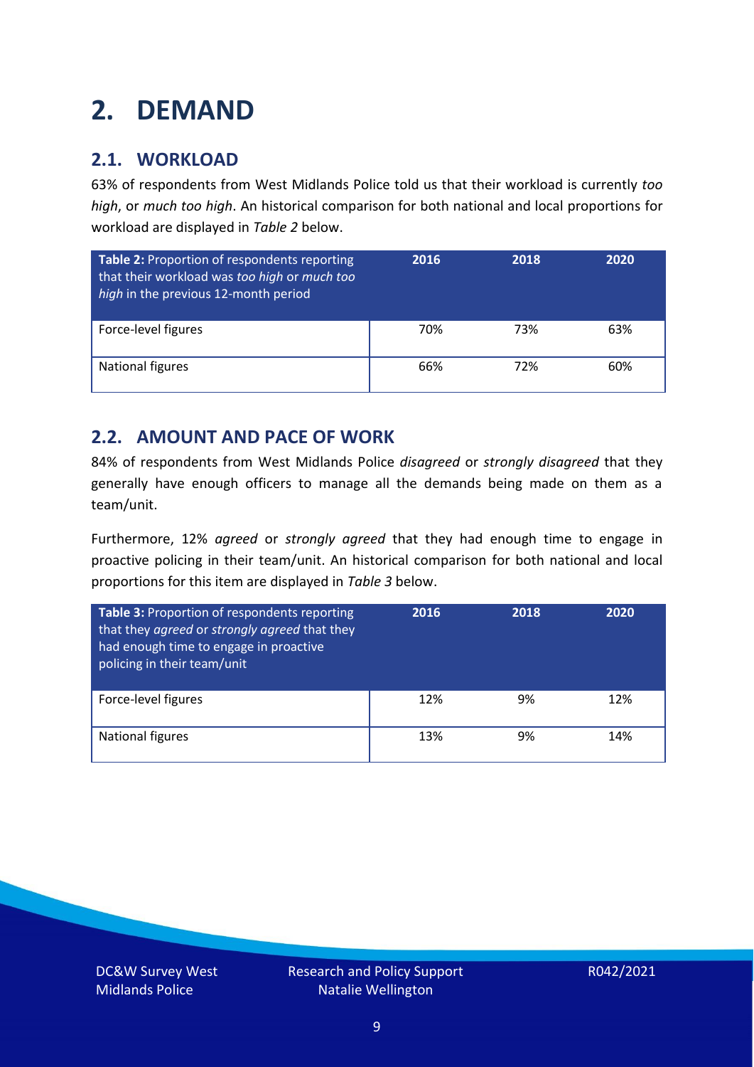# 2. DEMAND

## 2.1. WORKLOAD

63% of respondents from West Midlands Police told us that their workload is currently *too high*, or *much too high*. An historical comparison for both national and local proportions for workload are displayed in *Table 2* below.

| **Table 2:** Proportion of respondents reporting that their workload was *too high* or *much too high* in the previous 12-month period | 2016 | 2018 | 2020 |
|---|---|---|---|
| Force-level figures | 70% | 73% | 63% |
| National figures | 66% | 72% | 60% |

## 2.2. AMOUNT AND PACE OF WORK

84% of respondents from West Midlands Police *disagreed* or *strongly disagreed* that they generally have enough officers to manage all the demands being made on them as a team/unit.

Furthermore, 12% *agreed* or *strongly agreed* that they had enough time to engage in proactive policing in their team/unit. An historical comparison for both national and local proportions for this item are displayed in *Table 3* below.

| **Table 3:** Proportion of respondents reporting that they *agreed* or *strongly agreed* that they had enough time to engage in proactive policing in their team/unit | 2016 | 2018 | 2020 |
|---|---|---|---|
| Force-level figures | 12% | 9% | 12% |
| National figures | 13% | 9% | 14% |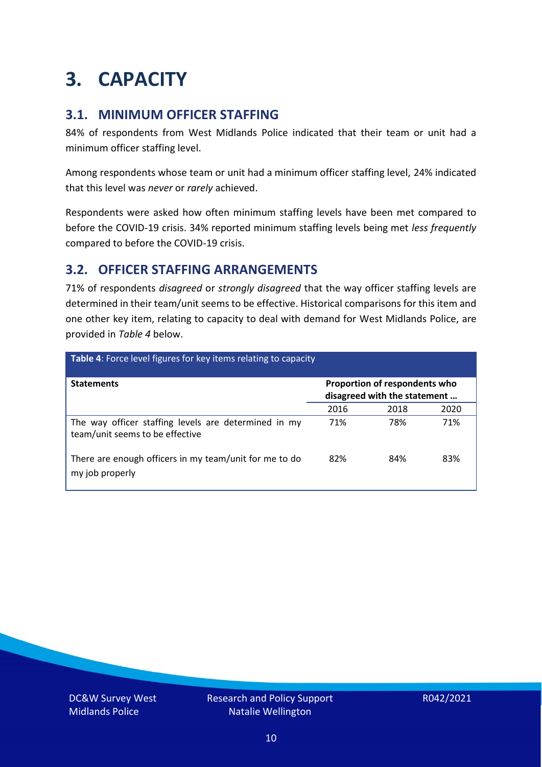# 3. CAPACITY

## 3.1. MINIMUM OFFICER STAFFING

84% of respondents from West Midlands Police indicated that their team or unit had a minimum officer staffing level.

Among respondents whose team or unit had a minimum officer staffing level, 24% indicated that this level was *never* or *rarely* achieved.

Respondents were asked how often minimum staffing levels have been met compared to before the COVID-19 crisis. 34% reported minimum staffing levels being met *less frequently* compared to before the COVID-19 crisis.

## 3.2. OFFICER STAFFING ARRANGEMENTS

71% of respondents *disagreed* or *strongly disagreed* that the way officer staffing levels are determined in their team/unit seems to be effective. Historical comparisons for this item and one other key item, relating to capacity to deal with demand for West Midlands Police, are provided in *Table 4* below.

**Table 4**: Force level figures for key items relating to capacity

| Statements | Proportion of respondents who disagreed with the statement … | | |
|---|---|---|---|
| | 2016 | 2018 | 2020 |
| The way officer staffing levels are determined in my team/unit seems to be effective | 71% | 78% | 71% |
| There are enough officers in my team/unit for me to do my job properly | 82% | 84% | 83% |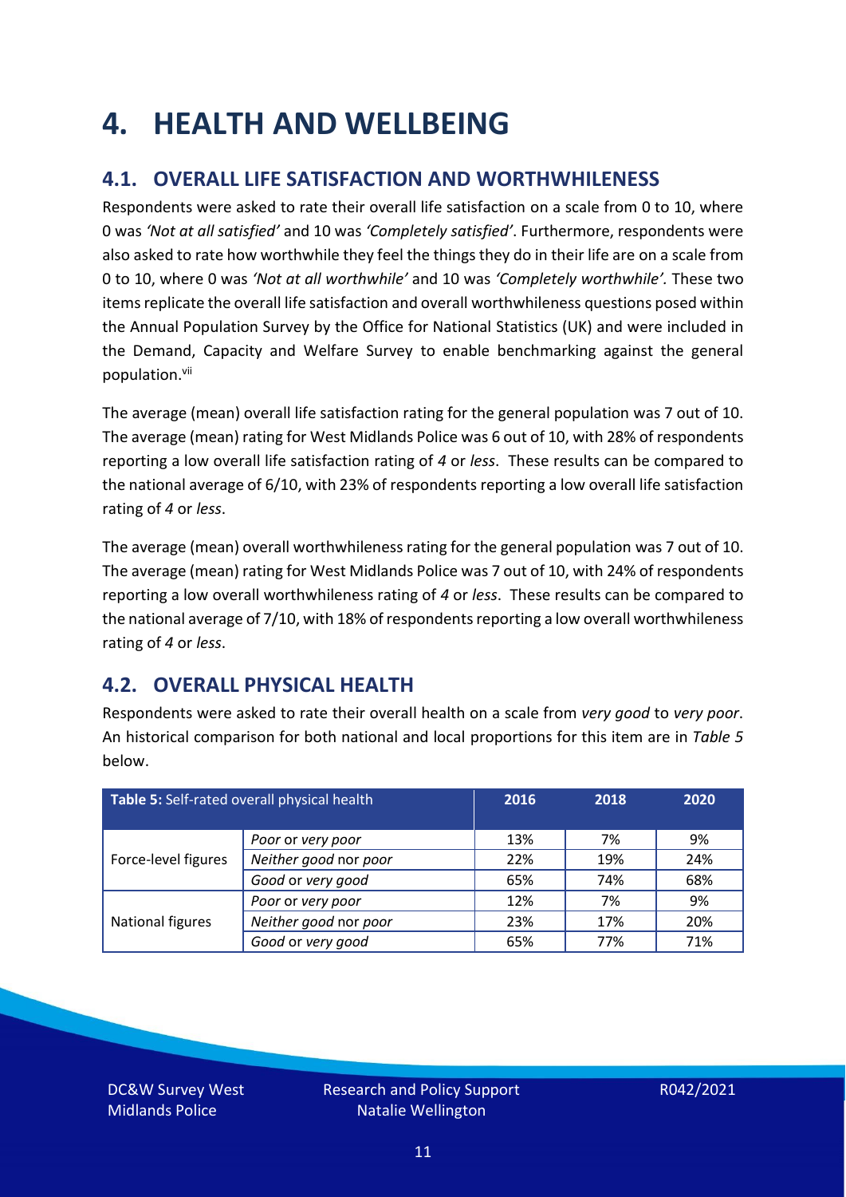# 4. HEALTH AND WELLBEING

## 4.1. OVERALL LIFE SATISFACTION AND WORTHWHILENESS

Respondents were asked to rate their overall life satisfaction on a scale from 0 to 10, where 0 was *'Not at all satisfied'* and 10 was *'Completely satisfied'*. Furthermore, respondents were also asked to rate how worthwhile they feel the things they do in their life are on a scale from 0 to 10, where 0 was *'Not at all worthwhile'* and 10 was *'Completely worthwhile'.* These two items replicate the overall life satisfaction and overall worthwhileness questions posed within the Annual Population Survey by the Office for National Statistics (UK) and were included in the Demand, Capacity and Welfare Survey to enable benchmarking against the general population.[vii]

The average (mean) overall life satisfaction rating for the general population was 7 out of 10. The average (mean) rating for West Midlands Police was 6 out of 10, with 28% of respondents reporting a low overall life satisfaction rating of *4* or *less*. These results can be compared to the national average of 6/10, with 23% of respondents reporting a low overall life satisfaction rating of *4* or *less*.

The average (mean) overall worthwhileness rating for the general population was 7 out of 10. The average (mean) rating for West Midlands Police was 7 out of 10, with 24% of respondents reporting a low overall worthwhileness rating of *4* or *less*. These results can be compared to the national average of 7/10, with 18% of respondents reporting a low overall worthwhileness rating of *4* or *less*.

## 4.2. OVERALL PHYSICAL HEALTH

Respondents were asked to rate their overall health on a scale from *very good* to *very poor*. An historical comparison for both national and local proportions for this item are in *Table 5* below.

| **Table 5:** Self-rated overall physical health | | 2016 | 2018 | 2020 |
|---|---|---|---|---|
| Force-level figures | *Poor* or *very poor* | 13% | 7% | 9% |
| | *Neither good* nor *poor* | 22% | 19% | 24% |
| | *Good* or *very good* | 65% | 74% | 68% |
| National figures | *Poor* or *very poor* | 12% | 7% | 9% |
| | *Neither good* nor *poor* | 23% | 17% | 20% |
| | *Good* or *very good* | 65% | 77% | 71% |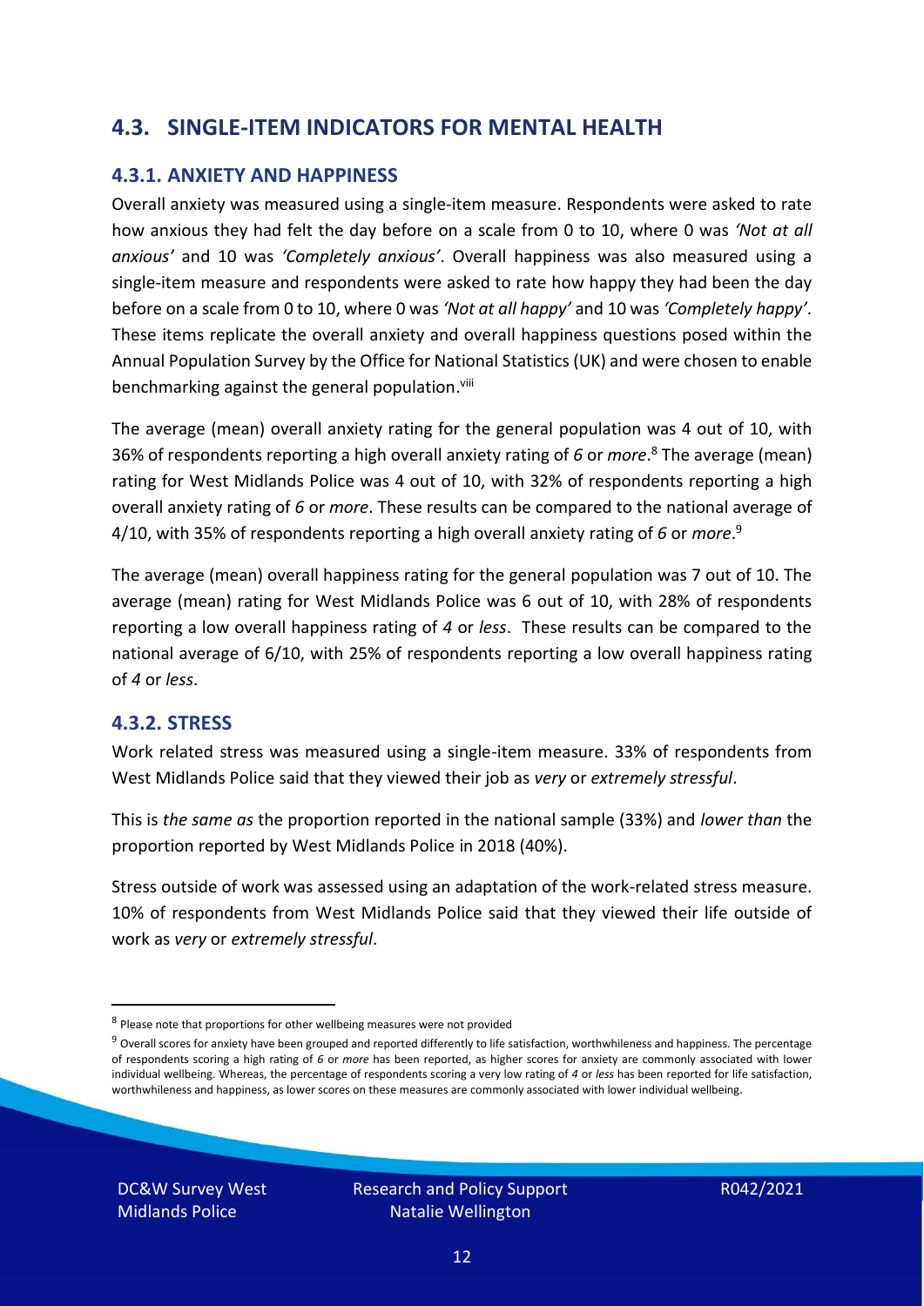## 4.3. SINGLE-ITEM INDICATORS FOR MENTAL HEALTH

### 4.3.1. ANXIETY AND HAPPINESS

Overall anxiety was measured using a single-item measure. Respondents were asked to rate how anxious they had felt the day before on a scale from 0 to 10, where 0 was *'Not at all anxious'* and 10 was *'Completely anxious'*. Overall happiness was also measured using a single-item measure and respondents were asked to rate how happy they had been the day before on a scale from 0 to 10, where 0 was *'Not at all happy'* and 10 was *'Completely happy'*. These items replicate the overall anxiety and overall happiness questions posed within the Annual Population Survey by the Office for National Statistics (UK) and were chosen to enable benchmarking against the general population.[viii]

The average (mean) overall anxiety rating for the general population was 4 out of 10, with 36% of respondents reporting a high overall anxiety rating of *6* or *more*.[8] The average (mean) rating for West Midlands Police was 4 out of 10, with 32% of respondents reporting a high overall anxiety rating of *6* or *more*. These results can be compared to the national average of 4/10, with 35% of respondents reporting a high overall anxiety rating of *6* or *more*.[9]

The average (mean) overall happiness rating for the general population was 7 out of 10. The average (mean) rating for West Midlands Police was 6 out of 10, with 28% of respondents reporting a low overall happiness rating of *4* or *less*. These results can be compared to the national average of 6/10, with 25% of respondents reporting a low overall happiness rating of *4* or *less*.

### 4.3.2. STRESS

Work related stress was measured using a single-item measure. 33% of respondents from West Midlands Police said that they viewed their job as *very* or *extremely stressful*.

This is *the same as* the proportion reported in the national sample (33%) and *lower than* the proportion reported by West Midlands Police in 2018 (40%).

Stress outside of work was assessed using an adaptation of the work-related stress measure. 10% of respondents from West Midlands Police said that they viewed their life outside of work as *very* or *extremely stressful*.

---

[8] Please note that proportions for other wellbeing measures were not provided

[9] Overall scores for anxiety have been grouped and reported differently to life satisfaction, worthwhileness and happiness. The percentage of respondents scoring a high rating of *6* or *more* has been reported, as higher scores for anxiety are commonly associated with lower individual wellbeing. Whereas, the percentage of respondents scoring a very low rating of *4* or *less* has been reported for life satisfaction, worthwhileness and happiness, as lower scores on these measures are commonly associated with lower individual wellbeing.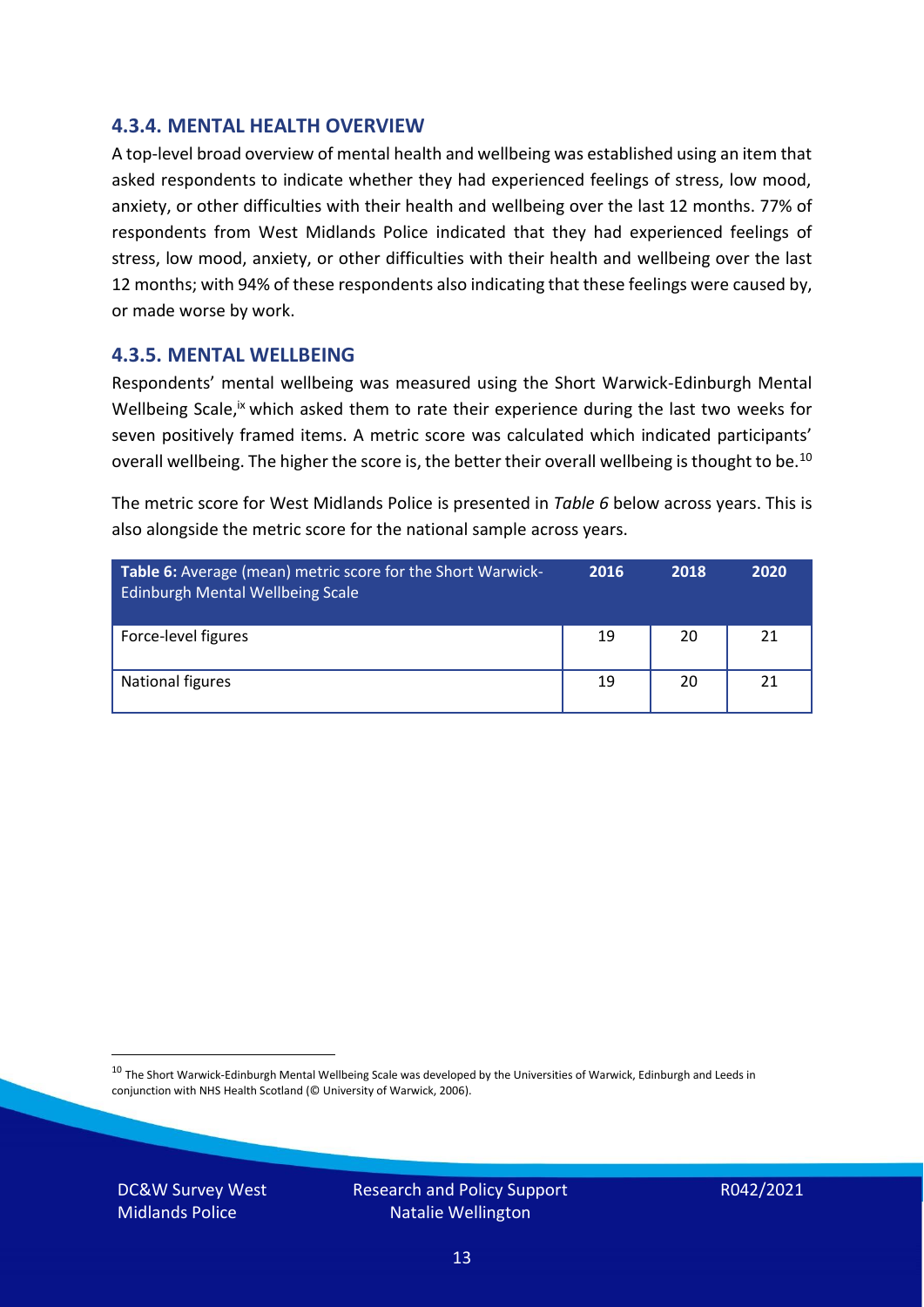### 4.3.4. MENTAL HEALTH OVERVIEW

A top-level broad overview of mental health and wellbeing was established using an item that asked respondents to indicate whether they had experienced feelings of stress, low mood, anxiety, or other difficulties with their health and wellbeing over the last 12 months. 77% of respondents from West Midlands Police indicated that they had experienced feelings of stress, low mood, anxiety, or other difficulties with their health and wellbeing over the last 12 months; with 94% of these respondents also indicating that these feelings were caused by, or made worse by work.

### 4.3.5. MENTAL WELLBEING

Respondents' mental wellbeing was measured using the Short Warwick-Edinburgh Mental Wellbeing Scale,[ix] which asked them to rate their experience during the last two weeks for seven positively framed items. A metric score was calculated which indicated participants' overall wellbeing. The higher the score is, the better their overall wellbeing is thought to be.[10]

The metric score for West Midlands Police is presented in *Table 6* below across years. This is also alongside the metric score for the national sample across years.

| **Table 6:** Average (mean) metric score for the Short Warwick-Edinburgh Mental Wellbeing Scale | 2016 | 2018 | 2020 |
|---|---|---|---|
| Force-level figures | 19 | 20 | 21 |
| National figures | 19 | 20 | 21 |

[10] The Short Warwick-Edinburgh Mental Wellbeing Scale was developed by the Universities of Warwick, Edinburgh and Leeds in conjunction with NHS Health Scotland (© University of Warwick, 2006).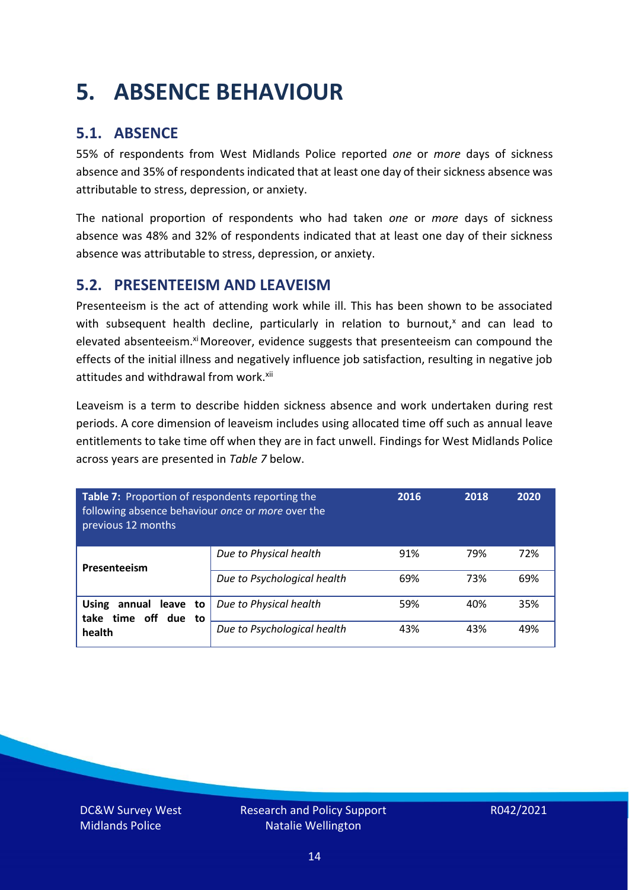# 5. ABSENCE BEHAVIOUR

## 5.1. ABSENCE

55% of respondents from West Midlands Police reported *one* or *more* days of sickness absence and 35% of respondents indicated that at least one day of their sickness absence was attributable to stress, depression, or anxiety.

The national proportion of respondents who had taken *one* or *more* days of sickness absence was 48% and 32% of respondents indicated that at least one day of their sickness absence was attributable to stress, depression, or anxiety.

## 5.2. PRESENTEEISM AND LEAVEISM

Presenteeism is the act of attending work while ill. This has been shown to be associated with subsequent health decline, particularly in relation to burnout,[x] and can lead to elevated absenteeism.[xi] Moreover, evidence suggests that presenteeism can compound the effects of the initial illness and negatively influence job satisfaction, resulting in negative job attitudes and withdrawal from work.[xii]

Leaveism is a term to describe hidden sickness absence and work undertaken during rest periods. A core dimension of leaveism includes using allocated time off such as annual leave entitlements to take time off when they are in fact unwell. Findings for West Midlands Police across years are presented in *Table 7* below.

| **Table 7:** Proportion of respondents reporting the following absence behaviour *once* or *more* over the previous 12 months | | 2016 | 2018 | 2020 |
|---|---|---|---|---|
| **Presenteeism** | *Due to Physical health* | 91% | 79% | 72% |
| | *Due to Psychological health* | 69% | 73% | 69% |
| **Using annual leave to take time off due to health** | *Due to Physical health* | 59% | 40% | 35% |
| | *Due to Psychological health* | 43% | 43% | 49% |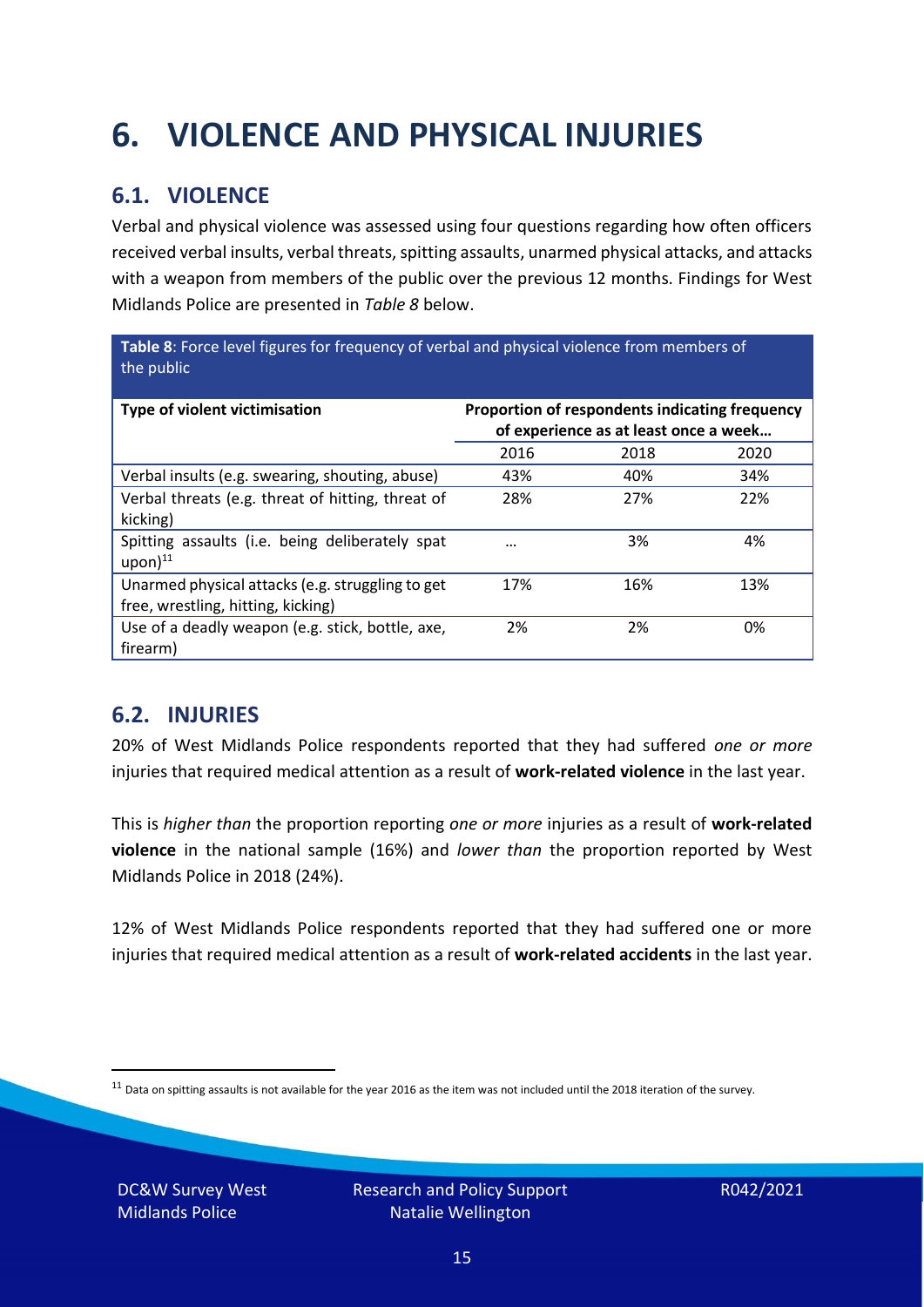# 6. VIOLENCE AND PHYSICAL INJURIES

## 6.1. VIOLENCE

Verbal and physical violence was assessed using four questions regarding how often officers received verbal insults, verbal threats, spitting assaults, unarmed physical attacks, and attacks with a weapon from members of the public over the previous 12 months. Findings for West Midlands Police are presented in *Table 8* below.

**Table 8**: Force level figures for frequency of verbal and physical violence from members of the public

| Type of violent victimisation | Proportion of respondents indicating frequency of experience as at least once a week… | | |
|---|---|---|---|
| | 2016 | 2018 | 2020 |
| Verbal insults (e.g. swearing, shouting, abuse) | 43% | 40% | 34% |
| Verbal threats (e.g. threat of hitting, threat of kicking) | 28% | 27% | 22% |
| Spitting assaults (i.e. being deliberately spat upon)[11] | … | 3% | 4% |
| Unarmed physical attacks (e.g. struggling to get free, wrestling, hitting, kicking) | 17% | 16% | 13% |
| Use of a deadly weapon (e.g. stick, bottle, axe, firearm) | 2% | 2% | 0% |

## 6.2. INJURIES

20% of West Midlands Police respondents reported that they had suffered *one or more* injuries that required medical attention as a result of **work-related violence** in the last year.

This is *higher than* the proportion reporting *one or more* injuries as a result of **work-related violence** in the national sample (16%) and *lower than* the proportion reported by West Midlands Police in 2018 (24%).

12% of West Midlands Police respondents reported that they had suffered one or more injuries that required medical attention as a result of **work-related accidents** in the last year.

[11] Data on spitting assaults is not available for the year 2016 as the item was not included until the 2018 iteration of the survey.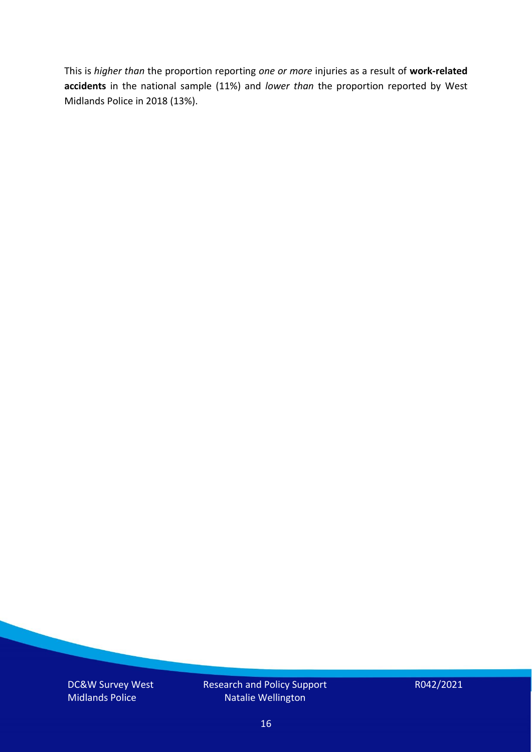This is *higher than* the proportion reporting *one or more* injuries as a result of **work-related accidents** in the national sample (11%) and *lower than* the proportion reported by West Midlands Police in 2018 (13%).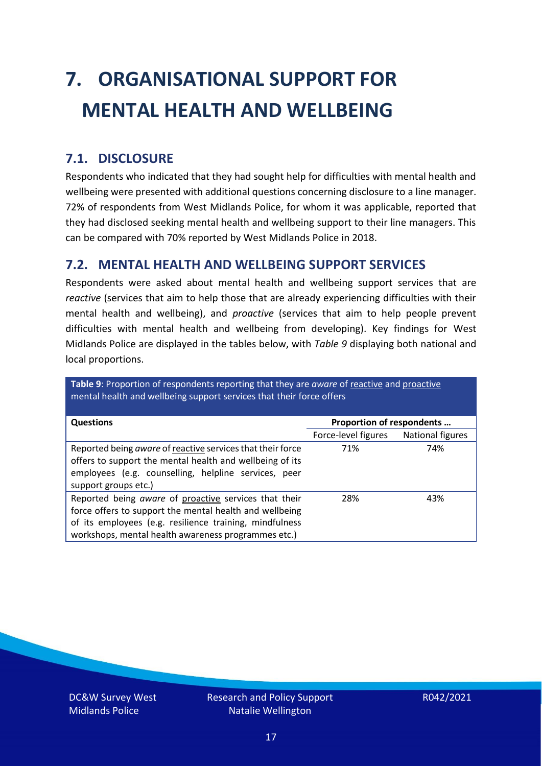# 7. ORGANISATIONAL SUPPORT FOR MENTAL HEALTH AND WELLBEING

## 7.1. DISCLOSURE

Respondents who indicated that they had sought help for difficulties with mental health and wellbeing were presented with additional questions concerning disclosure to a line manager. 72% of respondents from West Midlands Police, for whom it was applicable, reported that they had disclosed seeking mental health and wellbeing support to their line managers. This can be compared with 70% reported by West Midlands Police in 2018.

## 7.2. MENTAL HEALTH AND WELLBEING SUPPORT SERVICES

Respondents were asked about mental health and wellbeing support services that are *reactive* (services that aim to help those that are already experiencing difficulties with their mental health and wellbeing), and *proactive* (services that aim to help people prevent difficulties with mental health and wellbeing from developing). Key findings for West Midlands Police are displayed in the tables below, with *Table 9* displaying both national and local proportions.

**Table 9**: Proportion of respondents reporting that they are *aware* of reactive and proactive mental health and wellbeing support services that their force offers

| Questions | Proportion of respondents … | |
|---|---|---|
| | Force-level figures | National figures |
| Reported being *aware* of reactive services that their force offers to support the mental health and wellbeing of its employees (e.g. counselling, helpline services, peer support groups etc.) | 71% | 74% |
| Reported being *aware* of proactive services that their force offers to support the mental health and wellbeing of its employees (e.g. resilience training, mindfulness workshops, mental health awareness programmes etc.) | 28% | 43% |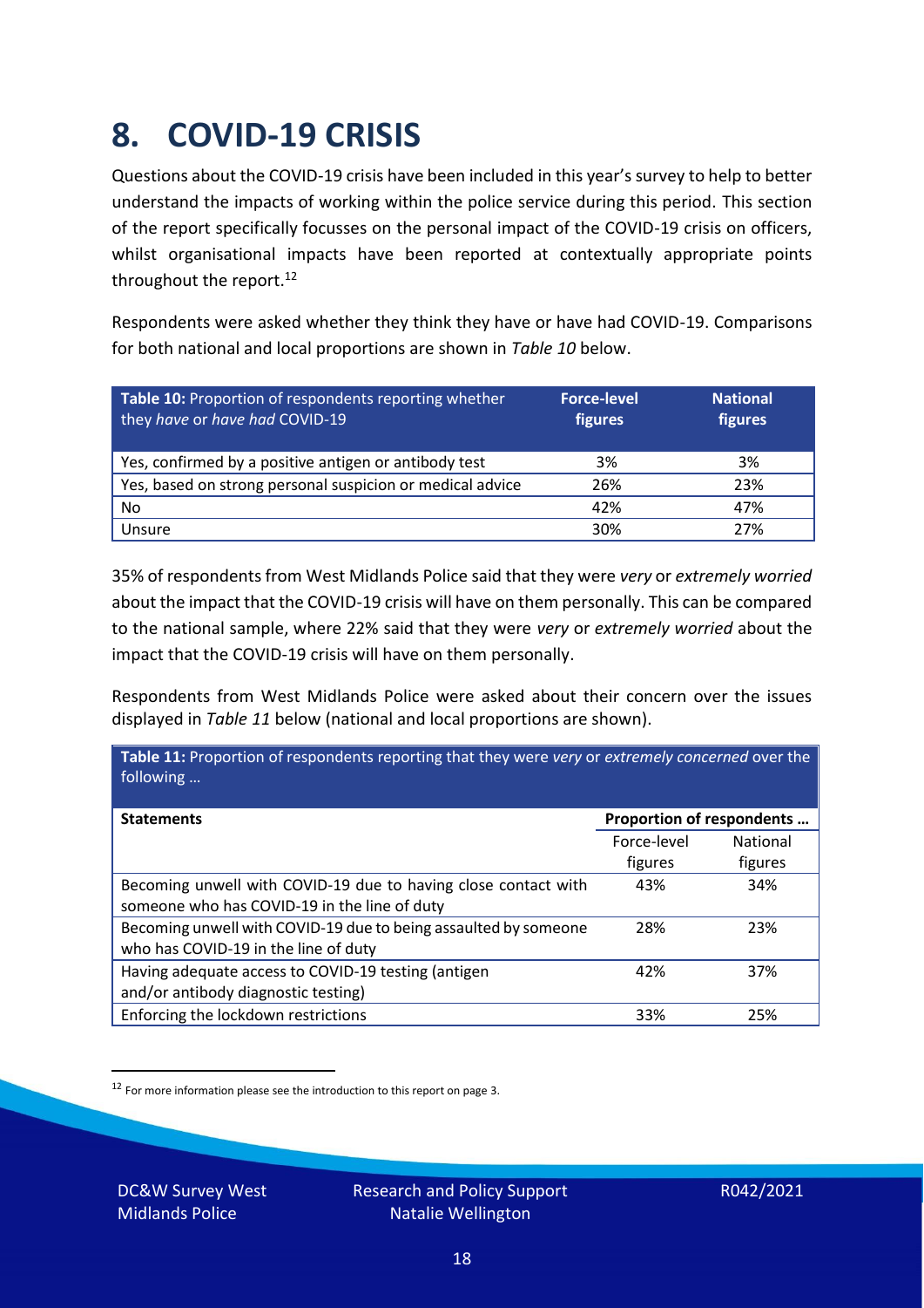# 8. COVID-19 CRISIS

Questions about the COVID-19 crisis have been included in this year's survey to help to better understand the impacts of working within the police service during this period. This section of the report specifically focusses on the personal impact of the COVID-19 crisis on officers, whilst organisational impacts have been reported at contextually appropriate points throughout the report.[12]

Respondents were asked whether they think they have or have had COVID-19. Comparisons for both national and local proportions are shown in *Table 10* below.

| **Table 10:** Proportion of respondents reporting whether they *have* or *have had* COVID-19 | **Force-level figures** | **National figures** |
|---|---|---|
| Yes, confirmed by a positive antigen or antibody test | 3% | 3% |
| Yes, based on strong personal suspicion or medical advice | 26% | 23% |
| No | 42% | 47% |
| Unsure | 30% | 27% |

35% of respondents from West Midlands Police said that they were *very* or *extremely worried* about the impact that the COVID-19 crisis will have on them personally. This can be compared to the national sample, where 22% said that they were *very* or *extremely worried* about the impact that the COVID-19 crisis will have on them personally.

Respondents from West Midlands Police were asked about their concern over the issues displayed in *Table 11* below (national and local proportions are shown).

**Table 11:** Proportion of respondents reporting that they were *very* or *extremely concerned* over the following …

| **Statements** | **Proportion of respondents …** | |
|---|---|---|
| | Force-level figures | National figures |
| Becoming unwell with COVID-19 due to having close contact with someone who has COVID-19 in the line of duty | 43% | 34% |
| Becoming unwell with COVID-19 due to being assaulted by someone who has COVID-19 in the line of duty | 28% | 23% |
| Having adequate access to COVID-19 testing (antigen and/or antibody diagnostic testing) | 42% | 37% |
| Enforcing the lockdown restrictions | 33% | 25% |

[12] For more information please see the introduction to this report on page 3.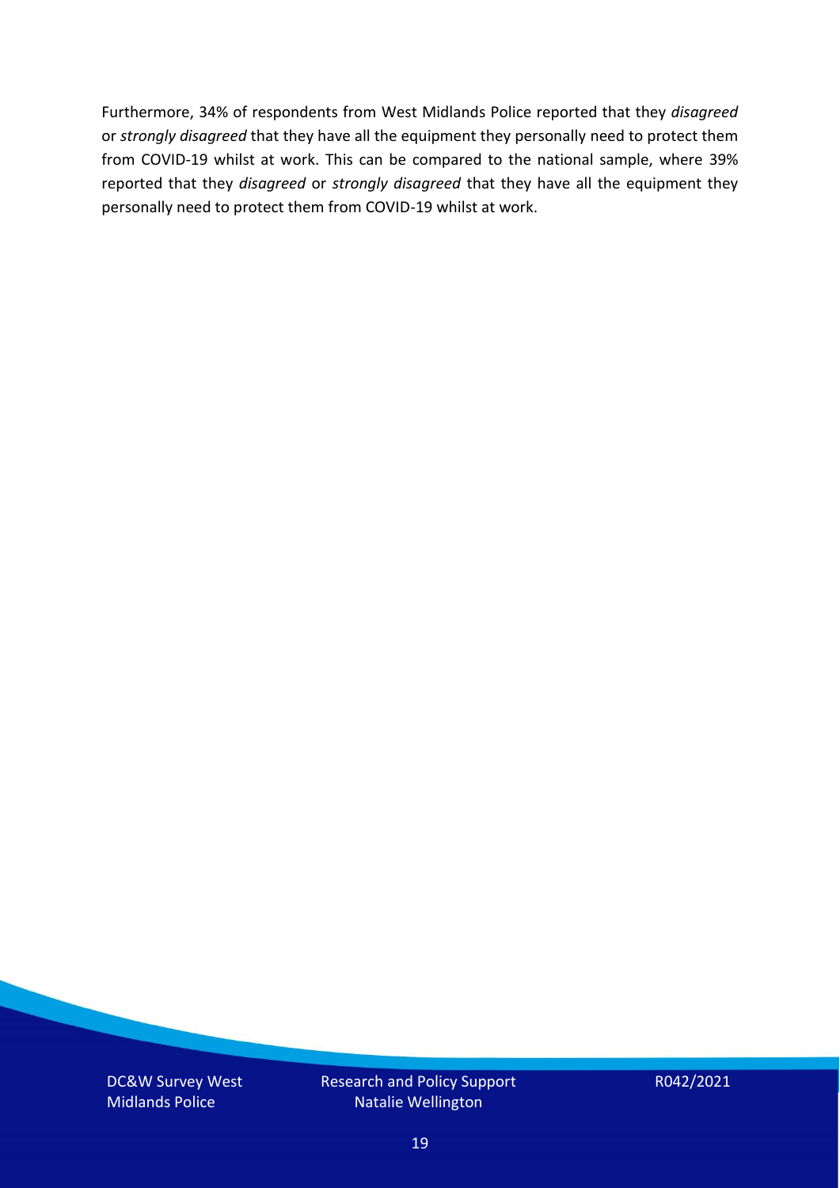Furthermore, 34% of respondents from West Midlands Police reported that they *disagreed* or *strongly disagreed* that they have all the equipment they personally need to protect them from COVID-19 whilst at work. This can be compared to the national sample, where 39% reported that they *disagreed* or *strongly disagreed* that they have all the equipment they personally need to protect them from COVID-19 whilst at work.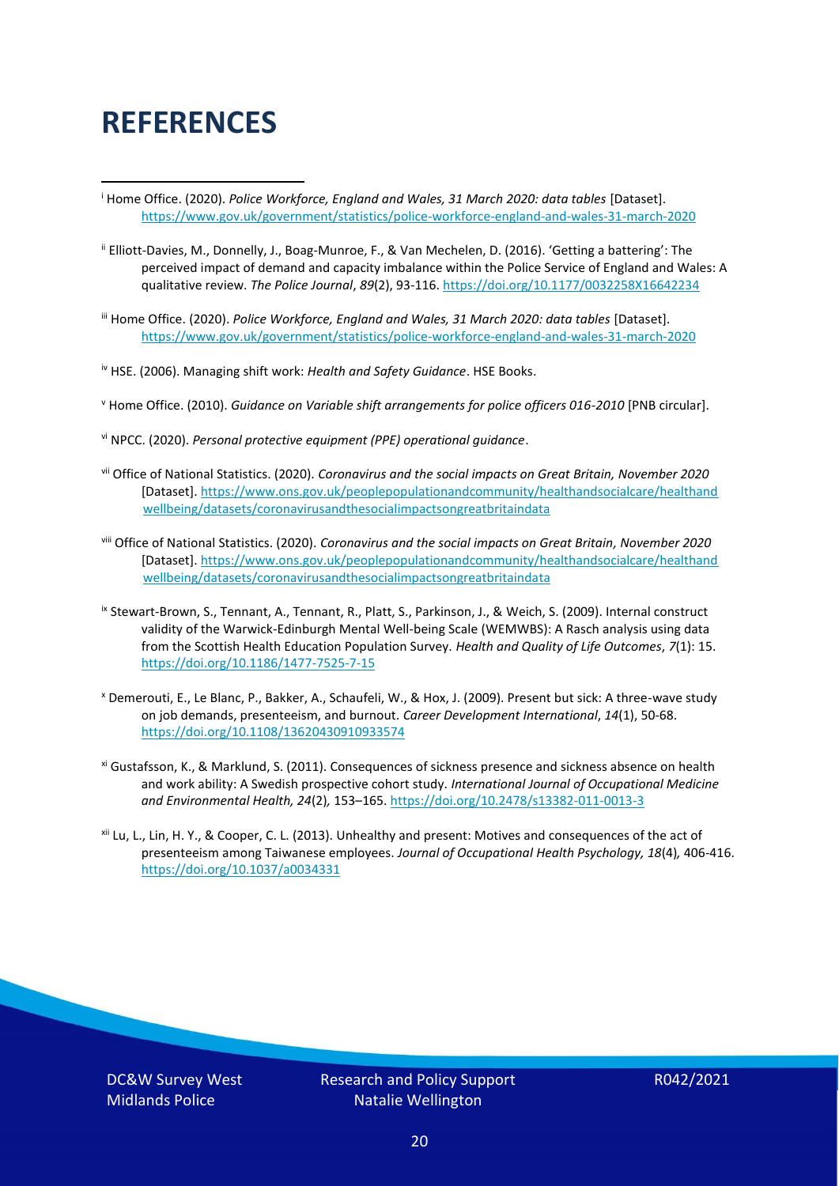# REFERENCES

[i] Home Office. (2020). *Police Workforce, England and Wales, 31 March 2020: data tables* [Dataset]. https://www.gov.uk/government/statistics/police-workforce-england-and-wales-31-march-2020

[ii] Elliott-Davies, M., Donnelly, J., Boag-Munroe, F., & Van Mechelen, D. (2016). 'Getting a battering': The perceived impact of demand and capacity imbalance within the Police Service of England and Wales: A qualitative review. *The Police Journal*, *89*(2), 93-116. https://doi.org/10.1177/0032258X16642234

[iii] Home Office. (2020). *Police Workforce, England and Wales, 31 March 2020: data tables* [Dataset]. https://www.gov.uk/government/statistics/police-workforce-england-and-wales-31-march-2020

[iv] HSE. (2006). Managing shift work: *Health and Safety Guidance*. HSE Books.

[v] Home Office. (2010). *Guidance on Variable shift arrangements for police officers 016-2010* [PNB circular].

[vi] NPCC. (2020). *Personal protective equipment (PPE) operational guidance*.

[vii] Office of National Statistics. (2020). *Coronavirus and the social impacts on Great Britain, November 2020* [Dataset]. https://www.ons.gov.uk/peoplepopulationandcommunity/healthandsocialcare/healthandwellbeing/datasets/coronavirusandthesocialimpactsongreatbritaindata

[viii] Office of National Statistics. (2020). *Coronavirus and the social impacts on Great Britain, November 2020* [Dataset]. https://www.ons.gov.uk/peoplepopulationandcommunity/healthandsocialcare/healthandwellbeing/datasets/coronavirusandthesocialimpactsongreatbritaindata

[ix] Stewart-Brown, S., Tennant, A., Tennant, R., Platt, S., Parkinson, J., & Weich, S. (2009). Internal construct validity of the Warwick-Edinburgh Mental Well-being Scale (WEMWBS): A Rasch analysis using data from the Scottish Health Education Population Survey. *Health and Quality of Life Outcomes*, *7*(1): 15. https://doi.org/10.1186/1477-7525-7-15

[x] Demerouti, E., Le Blanc, P., Bakker, A., Schaufeli, W., & Hox, J. (2009). Present but sick: A three-wave study on job demands, presenteeism, and burnout. *Career Development International*, *14*(1), 50-68. https://doi.org/10.1108/13620430910933574

[xi] Gustafsson, K., & Marklund, S. (2011). Consequences of sickness presence and sickness absence on health and work ability: A Swedish prospective cohort study. *International Journal of Occupational Medicine and Environmental Health, 24*(2)*,* 153–165. https://doi.org/10.2478/s13382-011-0013-3

[xii] Lu, L., Lin, H. Y., & Cooper, C. L. (2013). Unhealthy and present: Motives and consequences of the act of presenteeism among Taiwanese employees. *Journal of Occupational Health Psychology, 18*(4)*,* 406-416. https://doi.org/10.1037/a0034331

DC&W Survey West Midlands Police

Research and Policy Support
Natalie Wellington

R042/2021